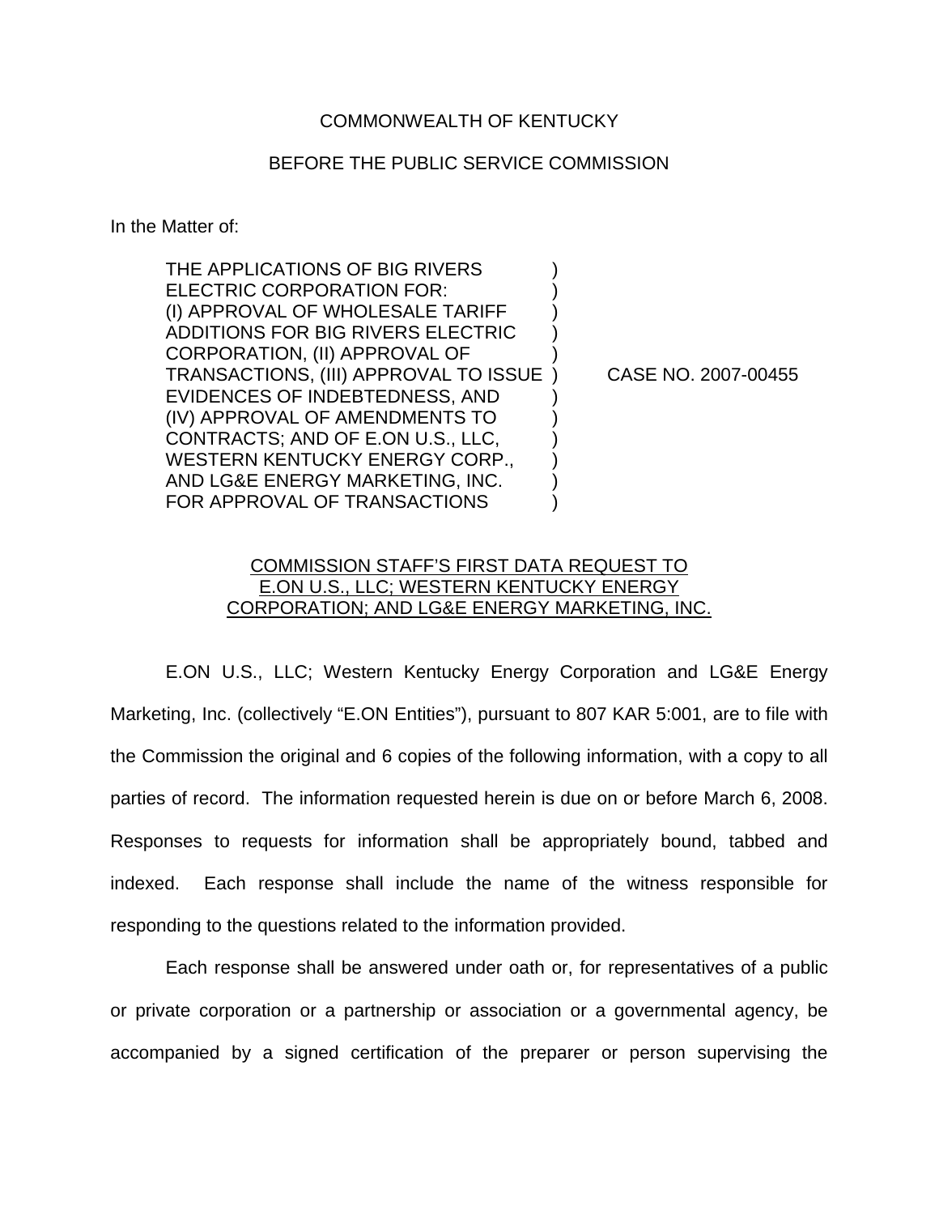COMMONWEALTH OF KENTUCKY

BEFORE THE PUBLIC SERVICE COMMISSION

In the Matter of:

THE APPLICATIONS OF BIG RIVERS ELECTRIC CORPORATION FOR: (I) APPROVAL OF WHOLESALE TARIFF ADDITIONS FOR BIG RIVERS ELECTRIC CORPORATION, (II) APPROVAL OF TRANSACTIONS, (III) APPROVAL TO ISSUE EVIDENCES OF INDEBTEDNESS, AND (IV) APPROVAL OF AMENDMENTS TO CONTRACTS; AND OF E.ON U.S., LLC, WESTERN KENTUCKY ENERGY CORP., AND LG&E ENERGY MARKETING, INC. FOR APPROVAL OF TRANSACTIONS

) CASE NO. 2007-00455

COMMISSION STAFF'S FIRST DATA REQUEST TO E.ON U.S., LLC; WESTERN KENTUCKY ENERGY CORPORATION; AND LG&E ENERGY MARKETING, INC.

E.ON U.S., LLC; Western Kentucky Energy Corporation and LG&E Energy Marketing, Inc. (collectively "E.ON Entities"), pursuant to 807 KAR 5:001, are to file with the Commission the original and 6 copies of the following information, with a copy to all parties of record. The information requested herein is due on or before March 6, 2008. Responses to requests for information shall be appropriately bound, tabbed and indexed. Each response shall include the name of the witness responsible for responding to the questions related to the information provided.

Each response shall be answered under oath or, for representatives of a public or private corporation or a partnership or association or a governmental agency, be accompanied by a signed certification of the preparer or person supervising the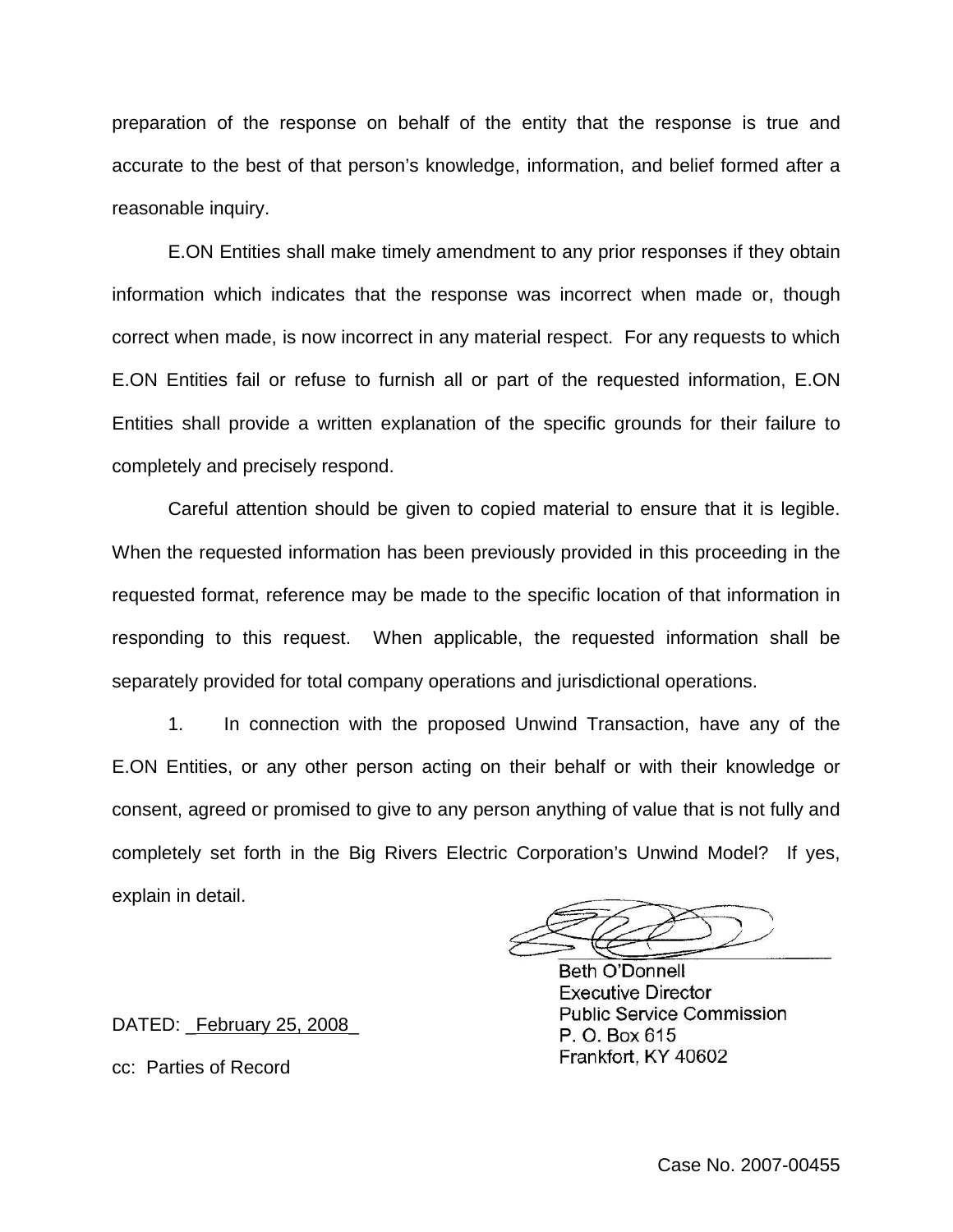preparation of the response on behalf of the entity that the response is true and accurate to the best of that person's knowledge, information, and belief formed after a reasonable inquiry.

E.ON Entities shall make timely amendment to any prior responses if they obtain information which indicates that the response was incorrect when made or, though correct when made, is now incorrect in any material respect. For any requests to which E.ON Entities fail or refuse to furnish all or part of the requested information, E.ON Entities shall provide a written explanation of the specific grounds for their failure to completely and precisely respond.

Careful attention should be given to copied material to ensure that it is legible. When the requested information has been previously provided in this proceeding in the requested format, reference may be made to the specific location of that information in responding to this request. When applicable, the requested information shall be separately provided for total company operations and jurisdictional operations.

1. In connection with the proposed Unwind Transaction, have any of the E.ON Entities, or any other person acting on their behalf or with their knowledge or consent, agreed or promised to give to any person anything of value that is not fully and completely set forth in the Big Rivers Electric Corporation's Unwind Model? If yes, explain in detail.

Beth O'Donnell
Executive Director
Public Service Commission
P. O. Box 615
Frankfort, KY 40602

DATED: February 25, 2008

cc: Parties of Record

Case No. 2007-00455